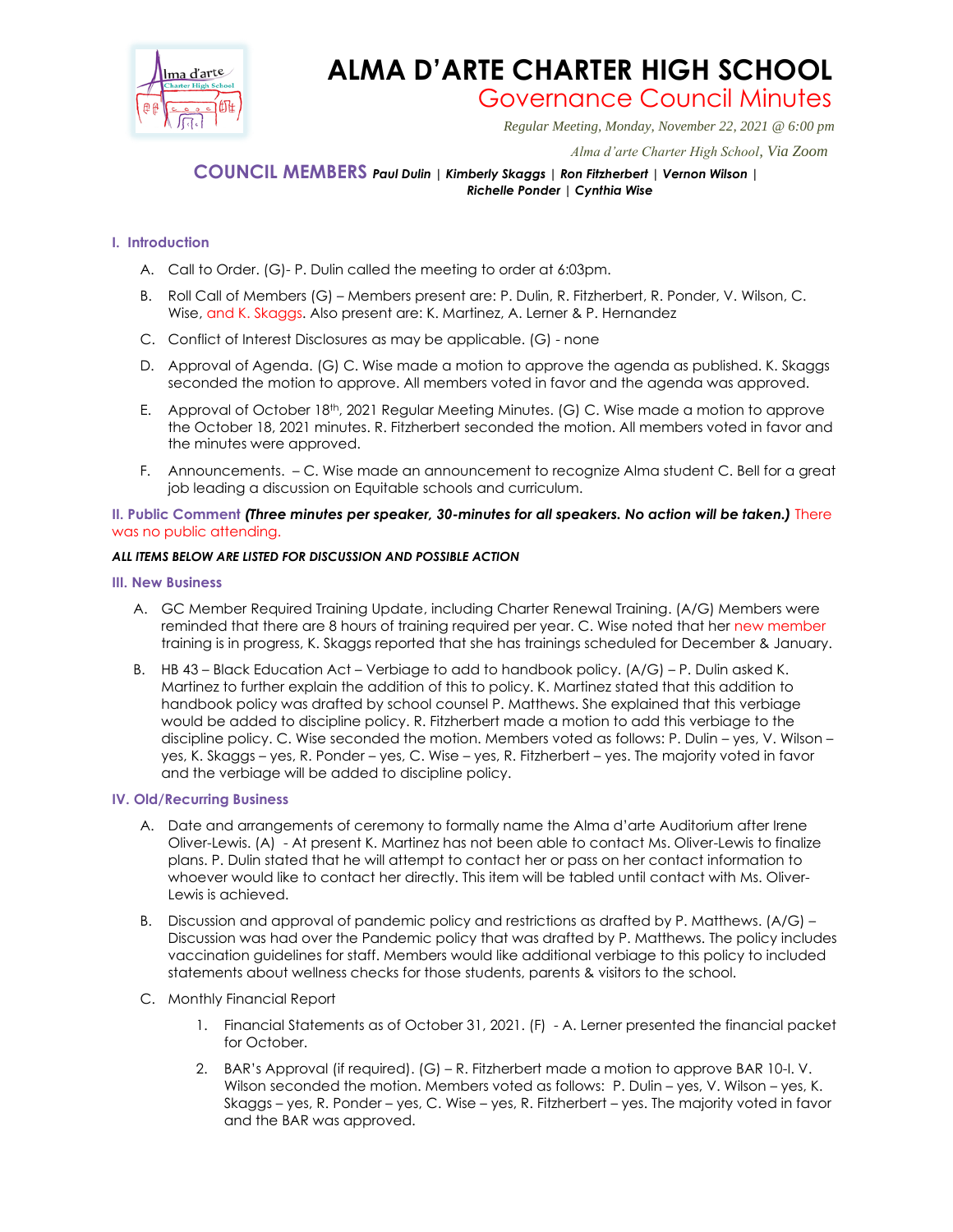# ALMA D'ARTE CHARTER HIGH SCHOOL

## Governance Council Minutes

*Regular Meeting, Monday, November 22, 2021 @ 6:00 pm*

*Alma d'arte Charter High School, Via Zoom*

**COUNCIL MEMBERS** ***Paul Dulin | Kimberly Skaggs | Ron Fitzherbert | Vernon Wilson | Richelle Ponder | Cynthia Wise***

### I. Introduction

A. Call to Order. (G)- P. Dulin called the meeting to order at 6:03pm.

B. Roll Call of Members (G) – Members present are: P. Dulin, R. Fitzherbert, R. Ponder, V. Wilson, C. Wise, and K. Skaggs. Also present are: K. Martinez, A. Lerner & P. Hernandez

C. Conflict of Interest Disclosures as may be applicable. (G) - none

D. Approval of Agenda. (G) C. Wise made a motion to approve the agenda as published. K. Skaggs seconded the motion to approve. All members voted in favor and the agenda was approved.

E. Approval of October 18th, 2021 Regular Meeting Minutes. (G) C. Wise made a motion to approve the October 18, 2021 minutes. R. Fitzherbert seconded the motion. All members voted in favor and the minutes were approved.

F. Announcements. – C. Wise made an announcement to recognize Alma student C. Bell for a great job leading a discussion on Equitable schools and curriculum.

**II. Public Comment** ***(Three minutes per speaker, 30-minutes for all speakers. No action will be taken.)*** There was no public attending.

***ALL ITEMS BELOW ARE LISTED FOR DISCUSSION AND POSSIBLE ACTION***

### III. New Business

A. GC Member Required Training Update, including Charter Renewal Training. (A/G) Members were reminded that there are 8 hours of training required per year. C. Wise noted that her new member training is in progress, K. Skaggs reported that she has trainings scheduled for December & January.

B. HB 43 – Black Education Act – Verbiage to add to handbook policy. (A/G) – P. Dulin asked K. Martinez to further explain the addition of this to policy. K. Martinez stated that this addition to handbook policy was drafted by school counsel P. Matthews. She explained that this verbiage would be added to discipline policy. R. Fitzherbert made a motion to add this verbiage to the discipline policy. C. Wise seconded the motion. Members voted as follows: P. Dulin – yes, V. Wilson – yes, K. Skaggs – yes, R. Ponder – yes, C. Wise – yes, R. Fitzherbert – yes. The majority voted in favor and the verbiage will be added to discipline policy.

### IV. Old/Recurring Business

A. Date and arrangements of ceremony to formally name the Alma d'arte Auditorium after Irene Oliver-Lewis. (A) - At present K. Martinez has not been able to contact Ms. Oliver-Lewis to finalize plans. P. Dulin stated that he will attempt to contact her or pass on her contact information to whoever would like to contact her directly. This item will be tabled until contact with Ms. Oliver-Lewis is achieved.

B. Discussion and approval of pandemic policy and restrictions as drafted by P. Matthews. (A/G) – Discussion was had over the Pandemic policy that was drafted by P. Matthews. The policy includes vaccination guidelines for staff. Members would like additional verbiage to this policy to included statements about wellness checks for those students, parents & visitors to the school.

C. Monthly Financial Report

1. Financial Statements as of October 31, 2021. (F) - A. Lerner presented the financial packet for October.

2. BAR's Approval (if required). (G) – R. Fitzherbert made a motion to approve BAR 10-I. V. Wilson seconded the motion. Members voted as follows: P. Dulin – yes, V. Wilson – yes, K. Skaggs – yes, R. Ponder – yes, C. Wise – yes, R. Fitzherbert – yes. The majority voted in favor and the BAR was approved.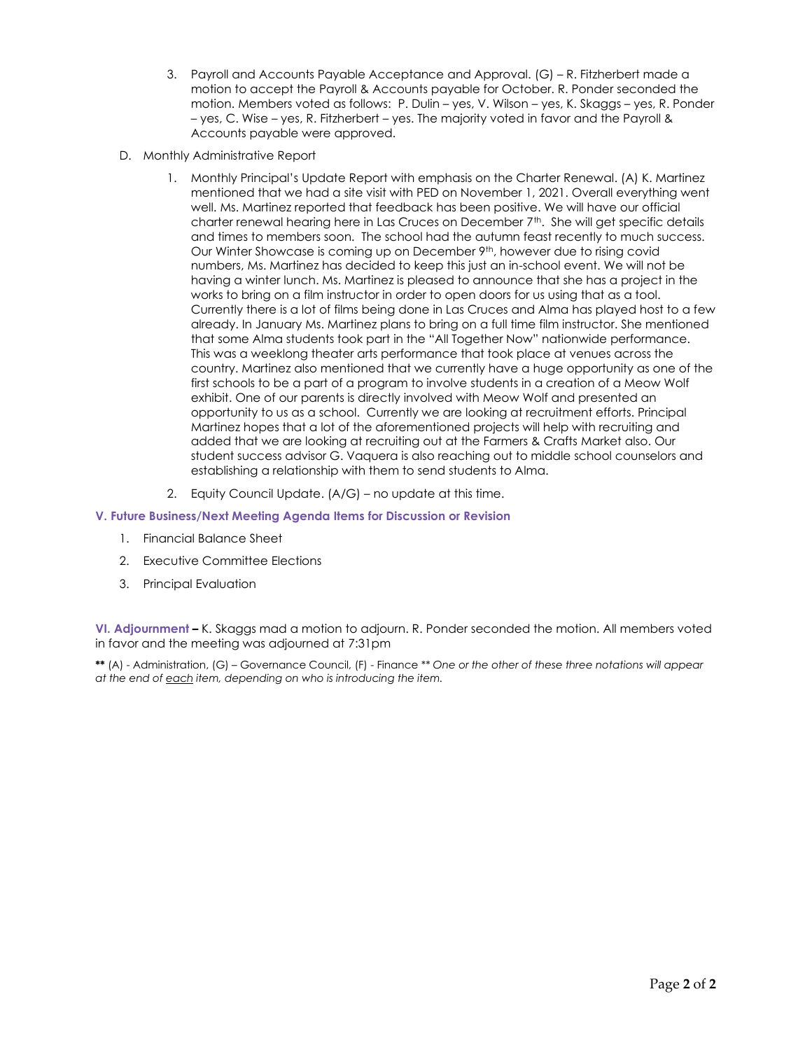3. Payroll and Accounts Payable Acceptance and Approval. (G) – R. Fitzherbert made a motion to accept the Payroll & Accounts payable for October. R. Ponder seconded the motion. Members voted as follows: P. Dulin – yes, V. Wilson – yes, K. Skaggs – yes, R. Ponder – yes, C. Wise – yes, R. Fitzherbert – yes. The majority voted in favor and the Payroll & Accounts payable were approved.

D. Monthly Administrative Report

1. Monthly Principal's Update Report with emphasis on the Charter Renewal. (A) K. Martinez mentioned that we had a site visit with PED on November 1, 2021. Overall everything went well. Ms. Martinez reported that feedback has been positive. We will have our official charter renewal hearing here in Las Cruces on December 7th. She will get specific details and times to members soon. The school had the autumn feast recently to much success. Our Winter Showcase is coming up on December 9th, however due to rising covid numbers, Ms. Martinez has decided to keep this just an in-school event. We will not be having a winter lunch. Ms. Martinez is pleased to announce that she has a project in the works to bring on a film instructor in order to open doors for us using that as a tool. Currently there is a lot of films being done in Las Cruces and Alma has played host to a few already. In January Ms. Martinez plans to bring on a full time film instructor. She mentioned that some Alma students took part in the "All Together Now" nationwide performance. This was a weeklong theater arts performance that took place at venues across the country. Martinez also mentioned that we currently have a huge opportunity as one of the first schools to be a part of a program to involve students in a creation of a Meow Wolf exhibit. One of our parents is directly involved with Meow Wolf and presented an opportunity to us as a school. Currently we are looking at recruitment efforts. Principal Martinez hopes that a lot of the aforementioned projects will help with recruiting and added that we are looking at recruiting out at the Farmers & Crafts Market also. Our student success advisor G. Vaquera is also reaching out to middle school counselors and establishing a relationship with them to send students to Alma.

2. Equity Council Update. (A/G) – no update at this time.

### V. Future Business/Next Meeting Agenda Items for Discussion or Revision

1. Financial Balance Sheet
2. Executive Committee Elections
3. Principal Evaluation

**VI. Adjournment –** K. Skaggs mad a motion to adjourn. R. Ponder seconded the motion. All members voted in favor and the meeting was adjourned at 7:31pm

**\*\*** (A) - Administration, (G) – Governance Council, (F) - Finance *\*\* One or the other of these three notations will appear at the end of <u>each</u> item, depending on who is introducing the item.*